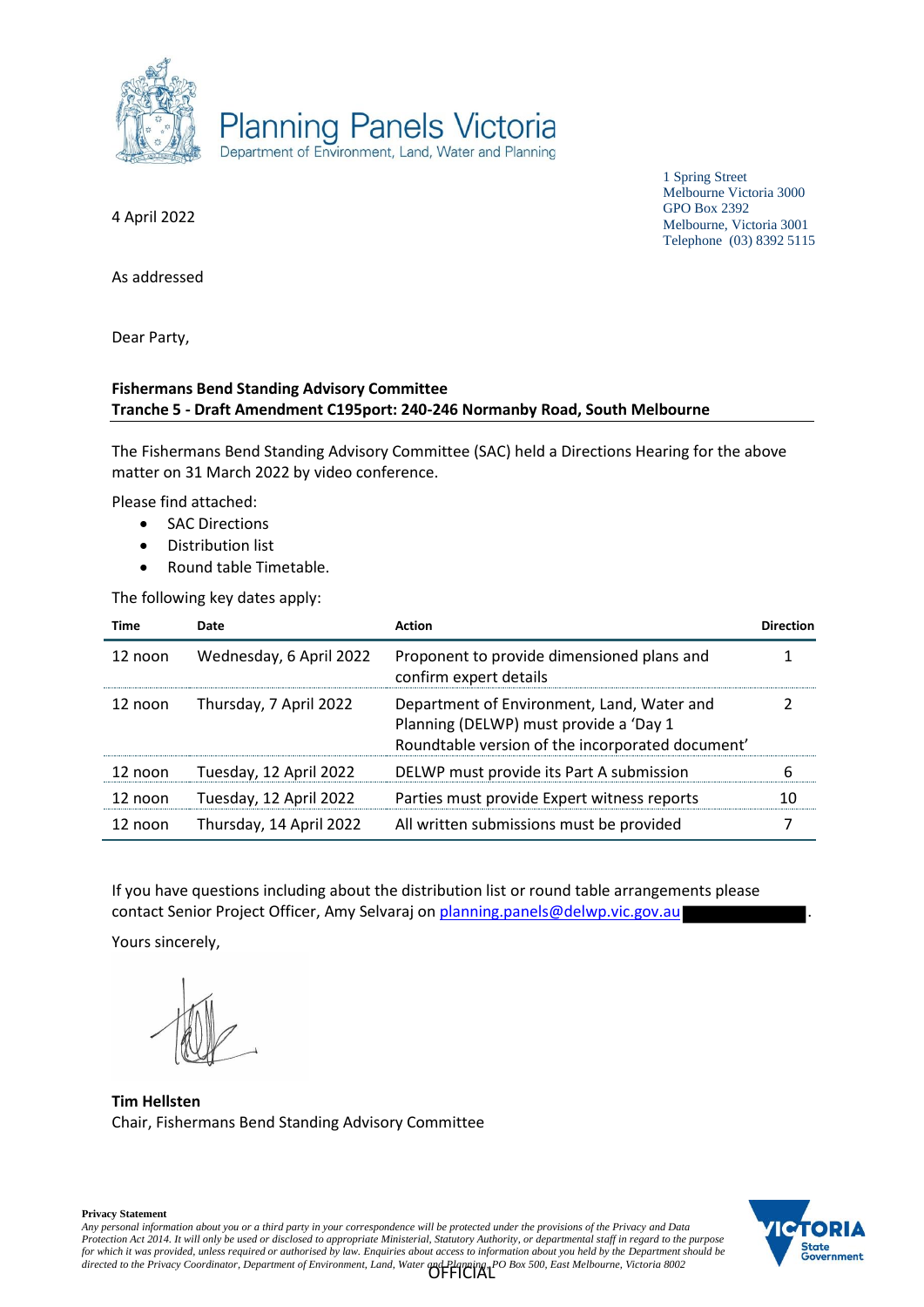Planning Panels Victoria
Department of Environment, Land, Water and Planning

1 Spring Street
Melbourne Victoria 3000
GPO Box 2392
Melbourne, Victoria 3001
Telephone (03) 8392 5115

4 April 2022

As addressed

Dear Party,

**Fishermans Bend Standing Advisory Committee**
**Tranche 5 - Draft Amendment C195port: 240-246 Normanby Road, South Melbourne**

The Fishermans Bend Standing Advisory Committee (SAC) held a Directions Hearing for the above matter on 31 March 2022 by video conference.

Please find attached:

- SAC Directions
- Distribution list
- Round table Timetable.

The following key dates apply:

| Time | Date | Action | Direction |
|---|---|---|---|
| 12 noon | Wednesday, 6 April 2022 | Proponent to provide dimensioned plans and confirm expert details | 1 |
| 12 noon | Thursday, 7 April 2022 | Department of Environment, Land, Water and Planning (DELWP) must provide a 'Day 1 Roundtable version of the incorporated document' | 2 |
| 12 noon | Tuesday, 12 April 2022 | DELWP must provide its Part A submission | 6 |
| 12 noon | Tuesday, 12 April 2022 | Parties must provide Expert witness reports | 10 |
| 12 noon | Thursday, 14 April 2022 | All written submissions must be provided | 7 |

If you have questions including about the distribution list or round table arrangements please contact Senior Project Officer, Amy Selvaraj on planning.panels@delwp.vic.gov.au.

Yours sincerely,

**Tim Hellsten**
Chair, Fishermans Bend Standing Advisory Committee

**Privacy Statement**
*Any personal information about you or a third party in your correspondence will be protected under the provisions of the Privacy and Data Protection Act 2014. It will only be used or disclosed to appropriate Ministerial, Statutory Authority, or departmental staff in regard to the purpose for which it was provided, unless required or authorised by law. Enquiries about access to information about you held by the Department should be directed to the Privacy Coordinator, Department of Environment, Land, Water and Planning, PO Box 500, East Melbourne, Victoria 8002*

OFFICIAL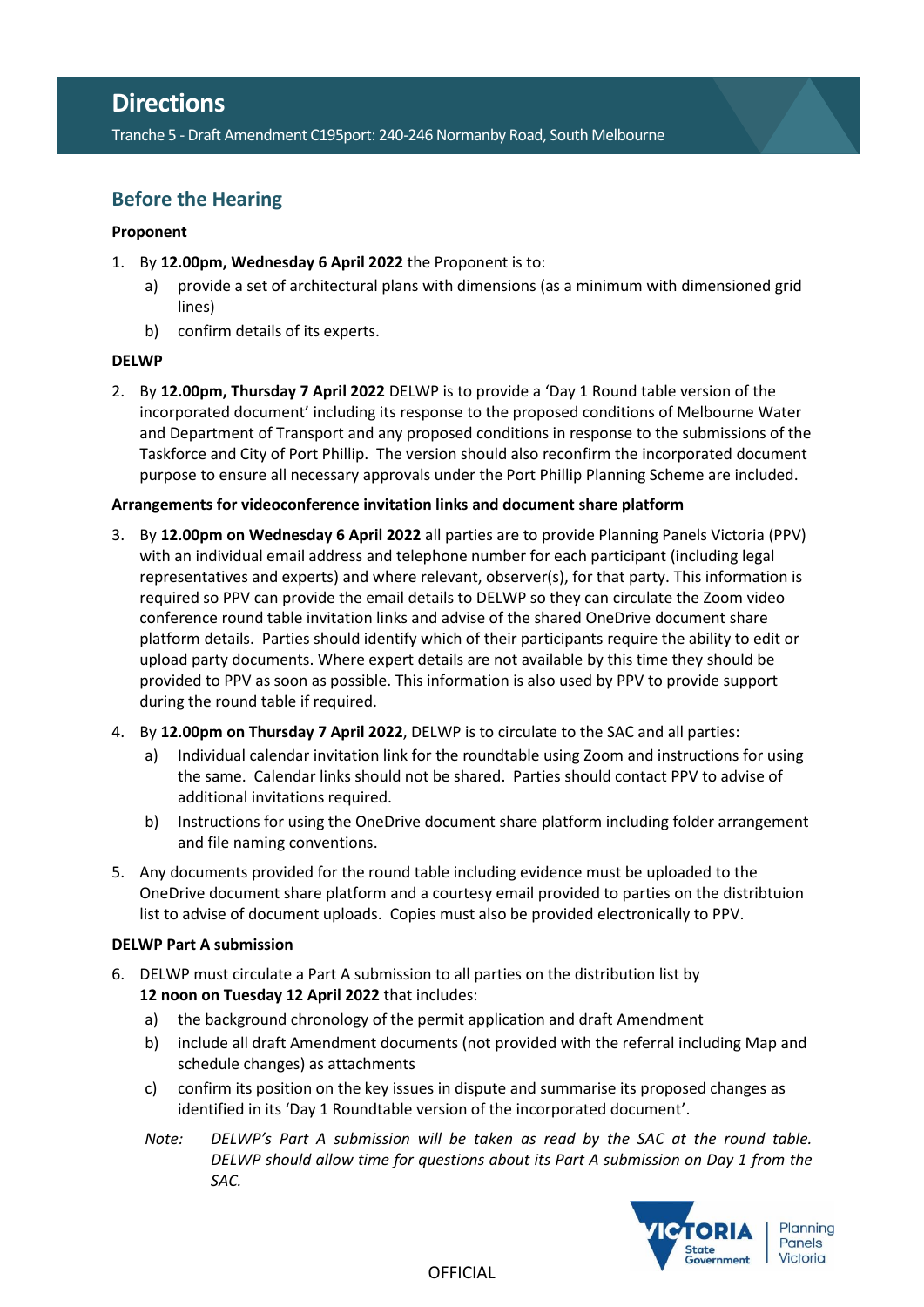# Directions

Tranche 5 - Draft Amendment C195port: 240-246 Normanby Road, South Melbourne

## Before the Hearing

**Proponent**

1. By **12.00pm, Wednesday 6 April 2022** the Proponent is to:
   a) provide a set of architectural plans with dimensions (as a minimum with dimensioned grid lines)
   b) confirm details of its experts.

**DELWP**

2. By **12.00pm, Thursday 7 April 2022** DELWP is to provide a 'Day 1 Round table version of the incorporated document' including its response to the proposed conditions of Melbourne Water and Department of Transport and any proposed conditions in response to the submissions of the Taskforce and City of Port Phillip. The version should also reconfirm the incorporated document purpose to ensure all necessary approvals under the Port Phillip Planning Scheme are included.

**Arrangements for videoconference invitation links and document share platform**

3. By **12.00pm on Wednesday 6 April 2022** all parties are to provide Planning Panels Victoria (PPV) with an individual email address and telephone number for each participant (including legal representatives and experts) and where relevant, observer(s), for that party. This information is required so PPV can provide the email details to DELWP so they can circulate the Zoom video conference round table invitation links and advise of the shared OneDrive document share platform details. Parties should identify which of their participants require the ability to edit or upload party documents. Where expert details are not available by this time they should be provided to PPV as soon as possible. This information is also used by PPV to provide support during the round table if required.

4. By **12.00pm on Thursday 7 April 2022**, DELWP is to circulate to the SAC and all parties:
   a) Individual calendar invitation link for the roundtable using Zoom and instructions for using the same. Calendar links should not be shared. Parties should contact PPV to advise of additional invitations required.
   b) Instructions for using the OneDrive document share platform including folder arrangement and file naming conventions.

5. Any documents provided for the round table including evidence must be uploaded to the OneDrive document share platform and a courtesy email provided to parties on the distribtuion list to advise of document uploads. Copies must also be provided electronically to PPV.

**DELWP Part A submission**

6. DELWP must circulate a Part A submission to all parties on the distribution list by **12 noon on Tuesday 12 April 2022** that includes:
   a) the background chronology of the permit application and draft Amendment
   b) include all draft Amendment documents (not provided with the referral including Map and schedule changes) as attachments
   c) confirm its position on the key issues in dispute and summarise its proposed changes as identified in its 'Day 1 Roundtable version of the incorporated document'.

   *Note: DELWP's Part A submission will be taken as read by the SAC at the round table. DELWP should allow time for questions about its Part A submission on Day 1 from the SAC.*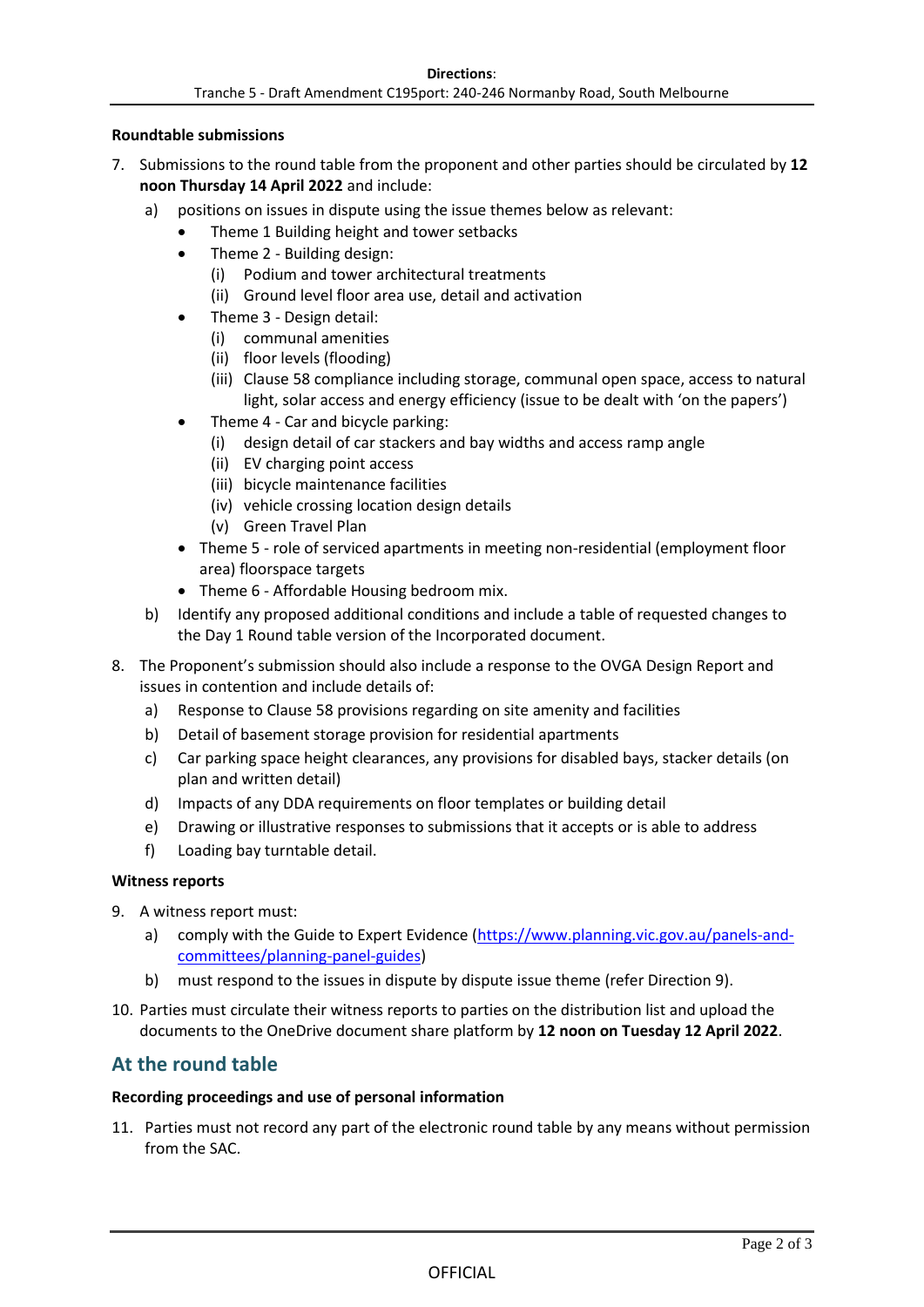**Roundtable submissions**

7. Submissions to the round table from the proponent and other parties should be circulated by **12 noon Thursday 14 April 2022** and include:
   a) positions on issues in dispute using the issue themes below as relevant:
      - Theme 1 Building height and tower setbacks
      - Theme 2 - Building design:
        (i) Podium and tower architectural treatments
        (ii) Ground level floor area use, detail and activation
      - Theme 3 - Design detail:
        (i) communal amenities
        (ii) floor levels (flooding)
        (iii) Clause 58 compliance including storage, communal open space, access to natural light, solar access and energy efficiency (issue to be dealt with 'on the papers')
      - Theme 4 - Car and bicycle parking:
        (i) design detail of car stackers and bay widths and access ramp angle
        (ii) EV charging point access
        (iii) bicycle maintenance facilities
        (iv) vehicle crossing location design details
        (v) Green Travel Plan
      - Theme 5 - role of serviced apartments in meeting non-residential (employment floor area) floorspace targets
      - Theme 6 - Affordable Housing bedroom mix.

   b) Identify any proposed additional conditions and include a table of requested changes to the Day 1 Round table version of the Incorporated document.

8. The Proponent's submission should also include a response to the OVGA Design Report and issues in contention and include details of:
   a) Response to Clause 58 provisions regarding on site amenity and facilities
   b) Detail of basement storage provision for residential apartments
   c) Car parking space height clearances, any provisions for disabled bays, stacker details (on plan and written detail)
   d) Impacts of any DDA requirements on floor templates or building detail
   e) Drawing or illustrative responses to submissions that it accepts or is able to address
   f) Loading bay turntable detail.

**Witness reports**

9. A witness report must:
   a) comply with the Guide to Expert Evidence (https://www.planning.vic.gov.au/panels-and-committees/planning-panel-guides)
   b) must respond to the issues in dispute by dispute issue theme (refer Direction 9).

10. Parties must circulate their witness reports to parties on the distribution list and upload the documents to the OneDrive document share platform by **12 noon on Tuesday 12 April 2022**.

## At the round table

**Recording proceedings and use of personal information**

11. Parties must not record any part of the electronic round table by any means without permission from the SAC.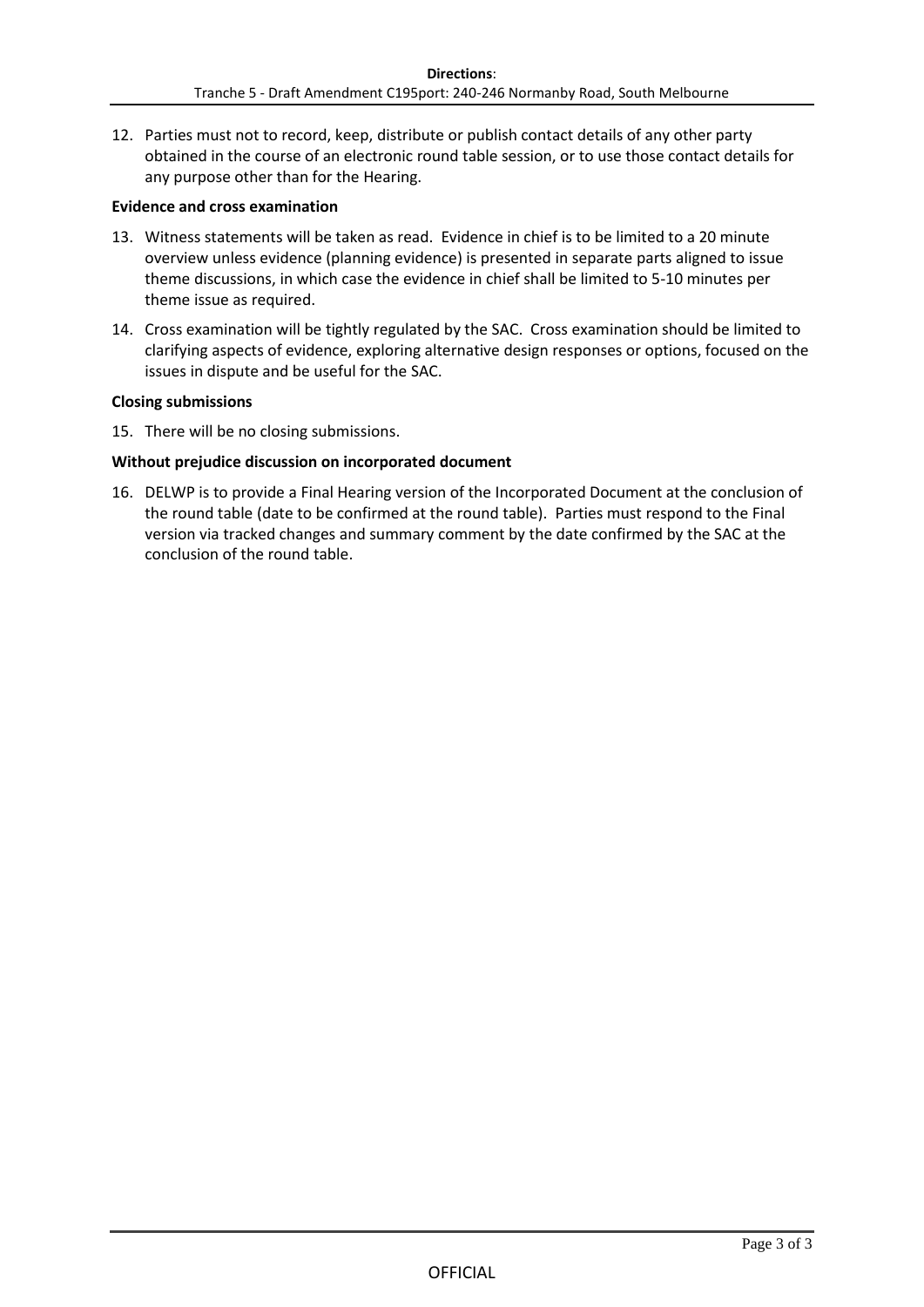12. Parties must not to record, keep, distribute or publish contact details of any other party obtained in the course of an electronic round table session, or to use those contact details for any purpose other than for the Hearing.

**Evidence and cross examination**

13. Witness statements will be taken as read. Evidence in chief is to be limited to a 20 minute overview unless evidence (planning evidence) is presented in separate parts aligned to issue theme discussions, in which case the evidence in chief shall be limited to 5-10 minutes per theme issue as required.
14. Cross examination will be tightly regulated by the SAC. Cross examination should be limited to clarifying aspects of evidence, exploring alternative design responses or options, focused on the issues in dispute and be useful for the SAC.

**Closing submissions**

15. There will be no closing submissions.

**Without prejudice discussion on incorporated document**

16. DELWP is to provide a Final Hearing version of the Incorporated Document at the conclusion of the round table (date to be confirmed at the round table). Parties must respond to the Final version via tracked changes and summary comment by the date confirmed by the SAC at the conclusion of the round table.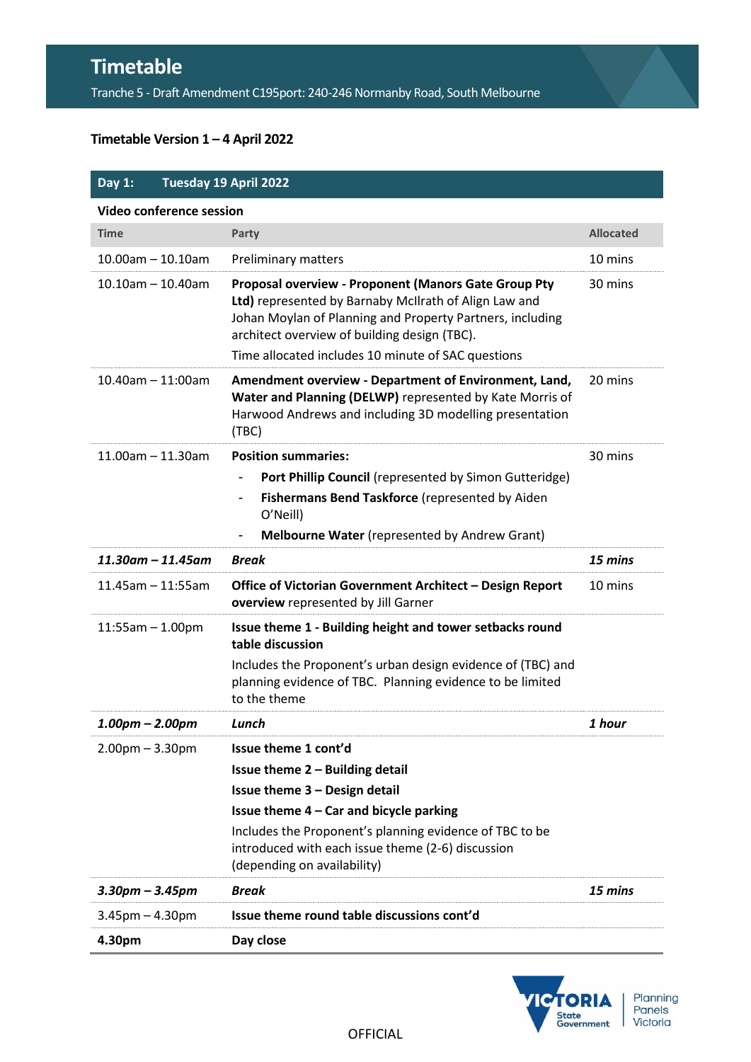# Timetable

Tranche 5 - Draft Amendment C195port: 240-246 Normanby Road, South Melbourne

**Timetable Version 1 – 4 April 2022**

| **Day 1:** **Tuesday 19 April 2022** | | |
|---|---|---|
| **Video conference session** | | |
| **Time** | **Party** | **Allocated** |
| 10.00am – 10.10am | Preliminary matters | 10 mins |
| 10.10am – 10.40am | **Proposal overview - Proponent (Manors Gate Group Pty Ltd)** represented by Barnaby McIlrath of Align Law and Johan Moylan of Planning and Property Partners, including architect overview of building design (TBC).<br>Time allocated includes 10 minute of SAC questions | 30 mins |
| 10.40am – 11:00am | **Amendment overview - Department of Environment, Land, Water and Planning (DELWP)** represented by Kate Morris of Harwood Andrews and including 3D modelling presentation (TBC) | 20 mins |
| 11.00am – 11.30am | **Position summaries:**<br>- **Port Phillip Council** (represented by Simon Gutteridge)<br>- **Fishermans Bend Taskforce** (represented by Aiden O'Neill)<br>- **Melbourne Water** (represented by Andrew Grant) | 30 mins |
| ***11.30am – 11.45am*** | ***Break*** | ***15 mins*** |
| 11.45am – 11:55am | **Office of Victorian Government Architect – Design Report overview** represented by Jill Garner | 10 mins |
| 11:55am – 1.00pm | **Issue theme 1 - Building height and tower setbacks round table discussion**<br>Includes the Proponent's urban design evidence of (TBC) and planning evidence of TBC. Planning evidence to be limited to the theme | |
| ***1.00pm – 2.00pm*** | ***Lunch*** | ***1 hour*** |
| 2.00pm – 3.30pm | **Issue theme 1 cont'd**<br>**Issue theme 2 – Building detail**<br>**Issue theme 3 – Design detail**<br>**Issue theme 4 – Car and bicycle parking**<br>Includes the Proponent's planning evidence of TBC to be introduced with each issue theme (2-6) discussion (depending on availability) | |
| ***3.30pm – 3.45pm*** | ***Break*** | ***15 mins*** |
| 3.45pm – 4.30pm | **Issue theme round table discussions cont'd** | |
| **4.30pm** | **Day close** | |

OFFICIAL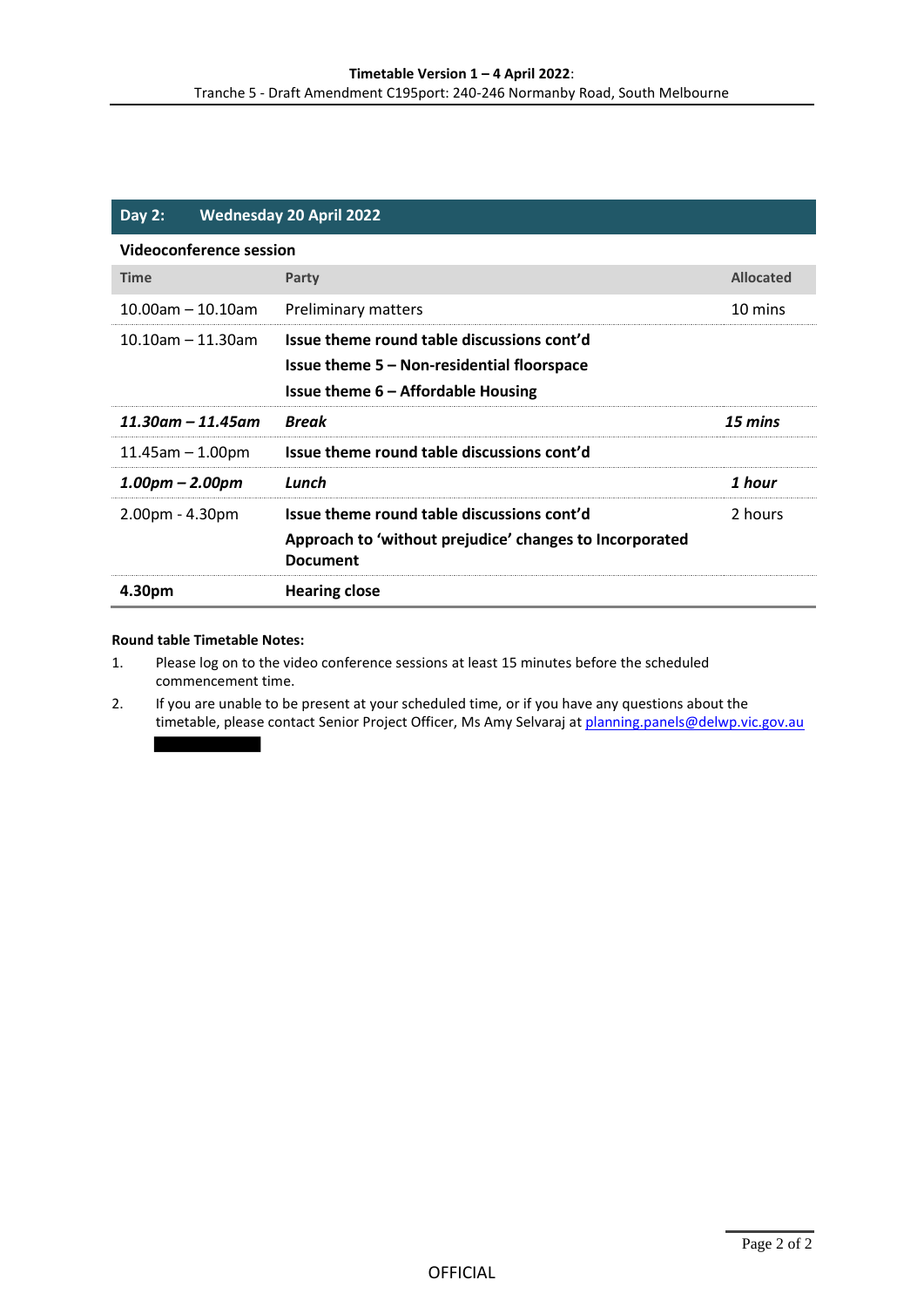## Day 2: Wednesday 20 April 2022

**Videoconference session**

| Time | Party | Allocated |
|---|---|---|
| 10.00am – 10.10am | Preliminary matters | 10 mins |
| 10.10am – 11.30am | **Issue theme round table discussions cont'd**<br>**Issue theme 5 – Non-residential floorspace**<br>**Issue theme 6 – Affordable Housing** | |
| ***11.30am – 11.45am*** | ***Break*** | ***15 mins*** |
| 11.45am – 1.00pm | **Issue theme round table discussions cont'd** | |
| ***1.00pm – 2.00pm*** | ***Lunch*** | ***1 hour*** |
| 2.00pm - 4.30pm | **Issue theme round table discussions cont'd**<br>**Approach to 'without prejudice' changes to Incorporated Document** | 2 hours |
| **4.30pm** | **Hearing close** | |

**Round table Timetable Notes:**

1. Please log on to the video conference sessions at least 15 minutes before the scheduled commencement time.
2. If you are unable to be present at your scheduled time, or if you have any questions about the timetable, please contact Senior Project Officer, Ms Amy Selvaraj at planning.panels@delwp.vic.gov.au

OFFICIAL